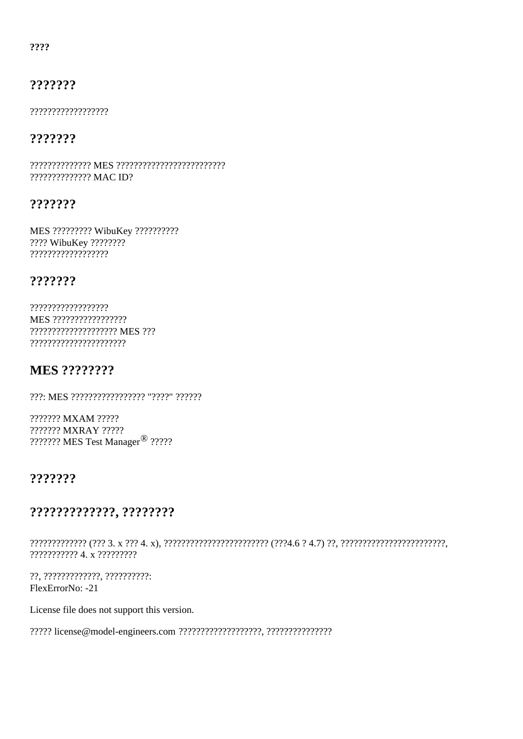????

## ???????

??????????????????

## ???????

?????????????? MES ?????????????????????????
?????????????? MAC ID?

## ???????

MES ????????? WibuKey ??????????
???? WibuKey ????????
??????????????????

## ???????

??????????????????
MES ?????????????????
???????????????????? MES ???
??????????????????????

## MES ????????

???: MES ????????????????? "????" ??????

??????? MXAM ?????
??????? MXRAY ?????
??????? MES Test Manager® ?????

## ???????

## ?????????????, ????????

????????????? (??? 3. x ??? 4. x), ???????????????????????? (???4.6 ? 4.7) ??, ????????????????????????, ??????????? 4. x ?????????

??, ?????????????, ??????????:
FlexErrorNo: -21

License file does not support this version.

????? license@model-engineers.com ???????????????????, ???????????????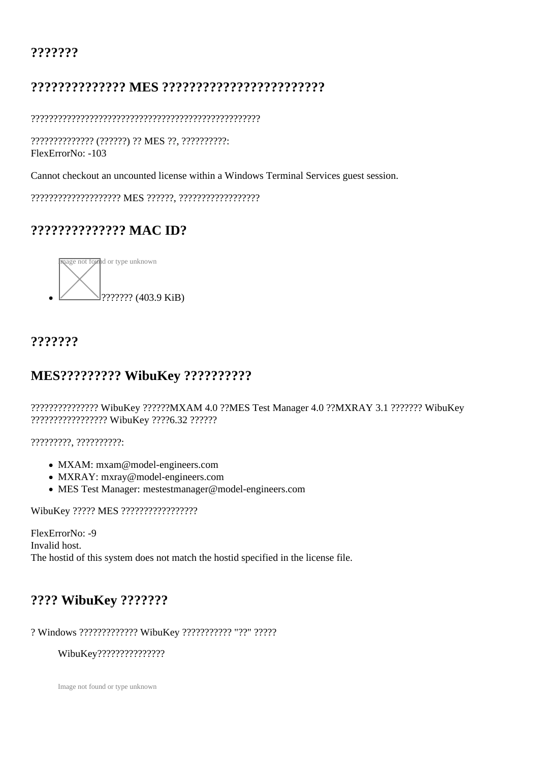## ???????

## ?????????????? MES ?????????????????????????

??????????????????????????????????????????????????????

?????????????? (??????) ?? MES ??, ??????????:
FlexErrorNo: -103

Cannot checkout an uncounted license within a Windows Terminal Services guest session.

???????????????????? MES ??????, ??????????????????

## ?????????????? MAC ID?

- Image not found or type unknown ??????? (403.9 KiB)

## ???????

## MES????????? WibuKey ??????????

??????????????? WibuKey ??????MXAM 4.0 ??MES Test Manager 4.0 ??MXRAY 3.1 ??????? WibuKey ????????????????? WibuKey ????6.32 ??????

?????????, ??????????:

- MXAM: mxam@model-engineers.com
- MXRAY: mxray@model-engineers.com
- MES Test Manager: mestestmanager@model-engineers.com

WibuKey ????? MES ?????????????????

FlexErrorNo: -9
Invalid host.
The hostid of this system does not match the hostid specified in the license file.

## ???? WibuKey ???????

? Windows ????????????? WibuKey ??????????? "??" ?????

> WibuKey???????????????

Image not found or type unknown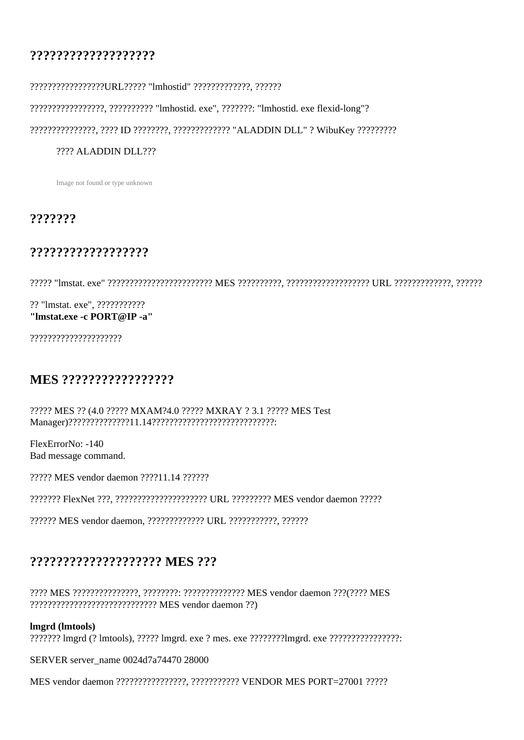## ???????????????????

?????????????????URL????? "lmhostid" ?????????????, ??????

?????????????????, ?????????? "lmhostid. exe", ???????: "lmhostid. exe flexid-long"?

???????????????, ???? ID ????????, ????????????? "ALADDIN DLL" ? WibuKey ?????????

???? ALADDIN DLL???

Image not found or type unknown

## ???????

## ??????????????????

????? "lmstat. exe" ???????????????????????? MES ??????????, ??????????????????? URL ?????????????, ??????

?? "lmstat. exe", ???????????
**"lmstat.exe -c PORT@IP -a"**

?????????????????????

## MES ?????????????????

????? MES ?? (4.0 ????? MXAM?4.0 ????? MXRAY ? 3.1 ????? MES Test Manager)??????????????11.14?????????????????????????????:

FlexErrorNo: -140
Bad message command.

????? MES vendor daemon ????11.14 ??????

??????? FlexNet ???, ????????????????????? URL ????????? MES vendor daemon ?????

?????? MES vendor daemon, ????????????? URL ???????????, ??????

## ???????????????????? MES ???

???? MES ???????????????, ????????: ?????????????? MES vendor daemon ???(???? MES ????????????????????????????? MES vendor daemon ??)

**lmgrd (lmtools)**
??????? lmgrd (? lmtools), ????? lmgrd. exe ? mes. exe ????????lmgrd. exe ????????????????:

SERVER server_name 0024d7a74470 28000

MES vendor daemon ????????????????, ??????????? VENDOR MES PORT=27001 ?????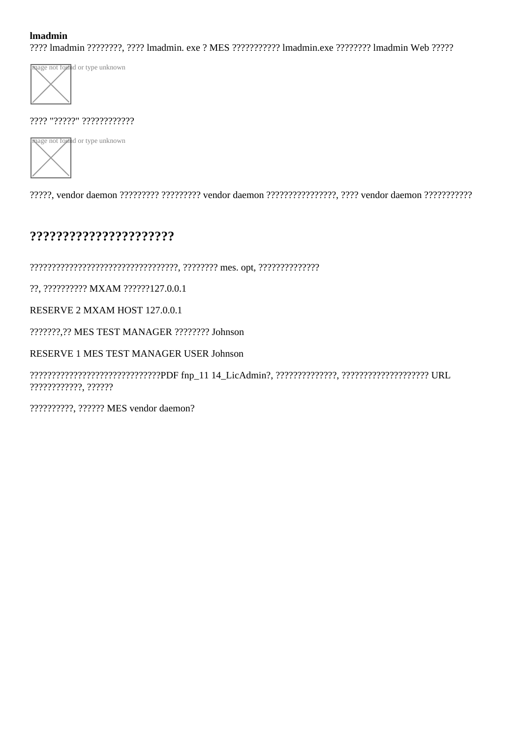**lmadmin**

???? lmadmin ????????, ???? lmadmin. exe ? MES ??????????? lmadmin.exe ???????? lmadmin Web ?????

???? "?????" ????????????

?????, vendor daemon ????????? ????????? vendor daemon ????????????????, ???? vendor daemon ???????????

## ??????????????????????

??????????????????????????????????, ???????? mes. opt, ??????????????

??, ?????????? MXAM ??????127.0.0.1

RESERVE 2 MXAM HOST 127.0.0.1

???????,?? MES TEST MANAGER ???????? Johnson

RESERVE 1 MES TEST MANAGER USER Johnson

?????????????????????????????PDF fnp_11 14_LicAdmin?, ??????????????, ???????????????????? URL ????????????, ??????

??????????, ?????? MES vendor daemon?